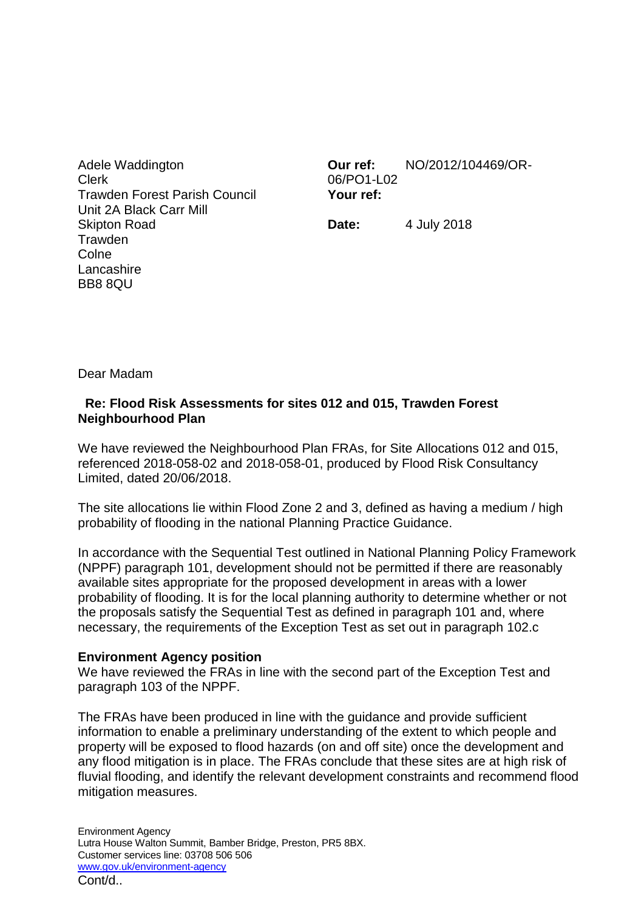Adele Waddington
Clerk
Trawden Forest Parish Council
Unit 2A Black Carr Mill
Skipton Road
Trawden
Colne
Lancashire
BB8 8QU

**Our ref:** NO/2012/104469/OR-06/PO1-L02
**Your ref:**

**Date:** 4 July 2018

Dear Madam

**Re: Flood Risk Assessments for sites 012 and 015, Trawden Forest Neighbourhood Plan**

We have reviewed the Neighbourhood Plan FRAs, for Site Allocations 012 and 015, referenced 2018-058-02 and 2018-058-01, produced by Flood Risk Consultancy Limited, dated 20/06/2018.

The site allocations lie within Flood Zone 2 and 3, defined as having a medium / high probability of flooding in the national Planning Practice Guidance.

In accordance with the Sequential Test outlined in National Planning Policy Framework (NPPF) paragraph 101, development should not be permitted if there are reasonably available sites appropriate for the proposed development in areas with a lower probability of flooding. It is for the local planning authority to determine whether or not the proposals satisfy the Sequential Test as defined in paragraph 101 and, where necessary, the requirements of the Exception Test as set out in paragraph 102.c

**Environment Agency position**
We have reviewed the FRAs in line with the second part of the Exception Test and paragraph 103 of the NPPF.

The FRAs have been produced in line with the guidance and provide sufficient information to enable a preliminary understanding of the extent to which people and property will be exposed to flood hazards (on and off site) once the development and any flood mitigation is in place. The FRAs conclude that these sites are at high risk of fluvial flooding, and identify the relevant development constraints and recommend flood mitigation measures.

Environment Agency
Lutra House Walton Summit, Bamber Bridge, Preston, PR5 8BX.
Customer services line: 03708 506 506
www.gov.uk/environment-agency

Cont/d..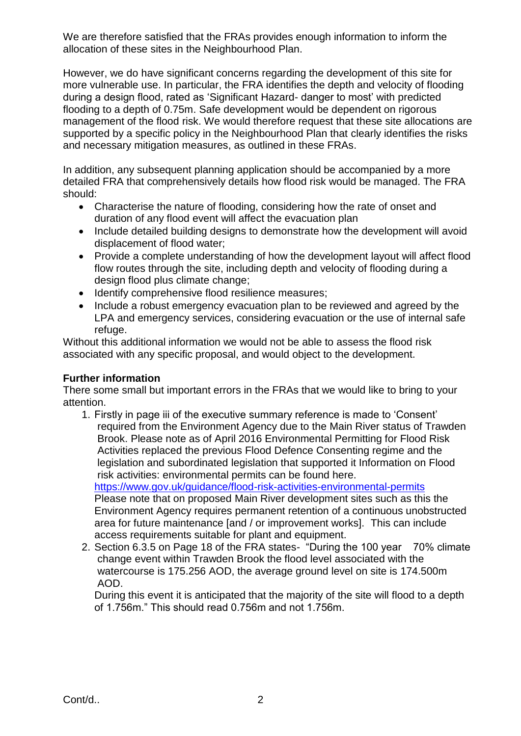We are therefore satisfied that the FRAs provides enough information to inform the allocation of these sites in the Neighbourhood Plan.

However, we do have significant concerns regarding the development of this site for more vulnerable use. In particular, the FRA identifies the depth and velocity of flooding during a design flood, rated as 'Significant Hazard- danger to most' with predicted flooding to a depth of 0.75m. Safe development would be dependent on rigorous management of the flood risk. We would therefore request that these site allocations are supported by a specific policy in the Neighbourhood Plan that clearly identifies the risks and necessary mitigation measures, as outlined in these FRAs.

In addition, any subsequent planning application should be accompanied by a more detailed FRA that comprehensively details how flood risk would be managed. The FRA should:

- Characterise the nature of flooding, considering how the rate of onset and duration of any flood event will affect the evacuation plan
- Include detailed building designs to demonstrate how the development will avoid displacement of flood water;
- Provide a complete understanding of how the development layout will affect flood flow routes through the site, including depth and velocity of flooding during a design flood plus climate change;
- Identify comprehensive flood resilience measures;
- Include a robust emergency evacuation plan to be reviewed and agreed by the LPA and emergency services, considering evacuation or the use of internal safe refuge.

Without this additional information we would not be able to assess the flood risk associated with any specific proposal, and would object to the development.

**Further information**

There some small but important errors in the FRAs that we would like to bring to your attention.

1. Firstly in page iii of the executive summary reference is made to 'Consent' required from the Environment Agency due to the Main River status of Trawden Brook. Please note as of April 2016 Environmental Permitting for Flood Risk Activities replaced the previous Flood Defence Consenting regime and the legislation and subordinated legislation that supported it Information on Flood risk activities: environmental permits can be found here.
   https://www.gov.uk/guidance/flood-risk-activities-environmental-permits
   Please note that on proposed Main River development sites such as this the Environment Agency requires permanent retention of a continuous unobstructed area for future maintenance [and / or improvement works]. This can include access requirements suitable for plant and equipment.
2. Section 6.3.5 on Page 18 of the FRA states- "During the 100 year 70% climate change event within Trawden Brook the flood level associated with the watercourse is 175.256 AOD, the average ground level on site is 174.500m AOD.
   During this event it is anticipated that the majority of the site will flood to a depth of 1.756m." This should read 0.756m and not 1.756m.

Cont/d..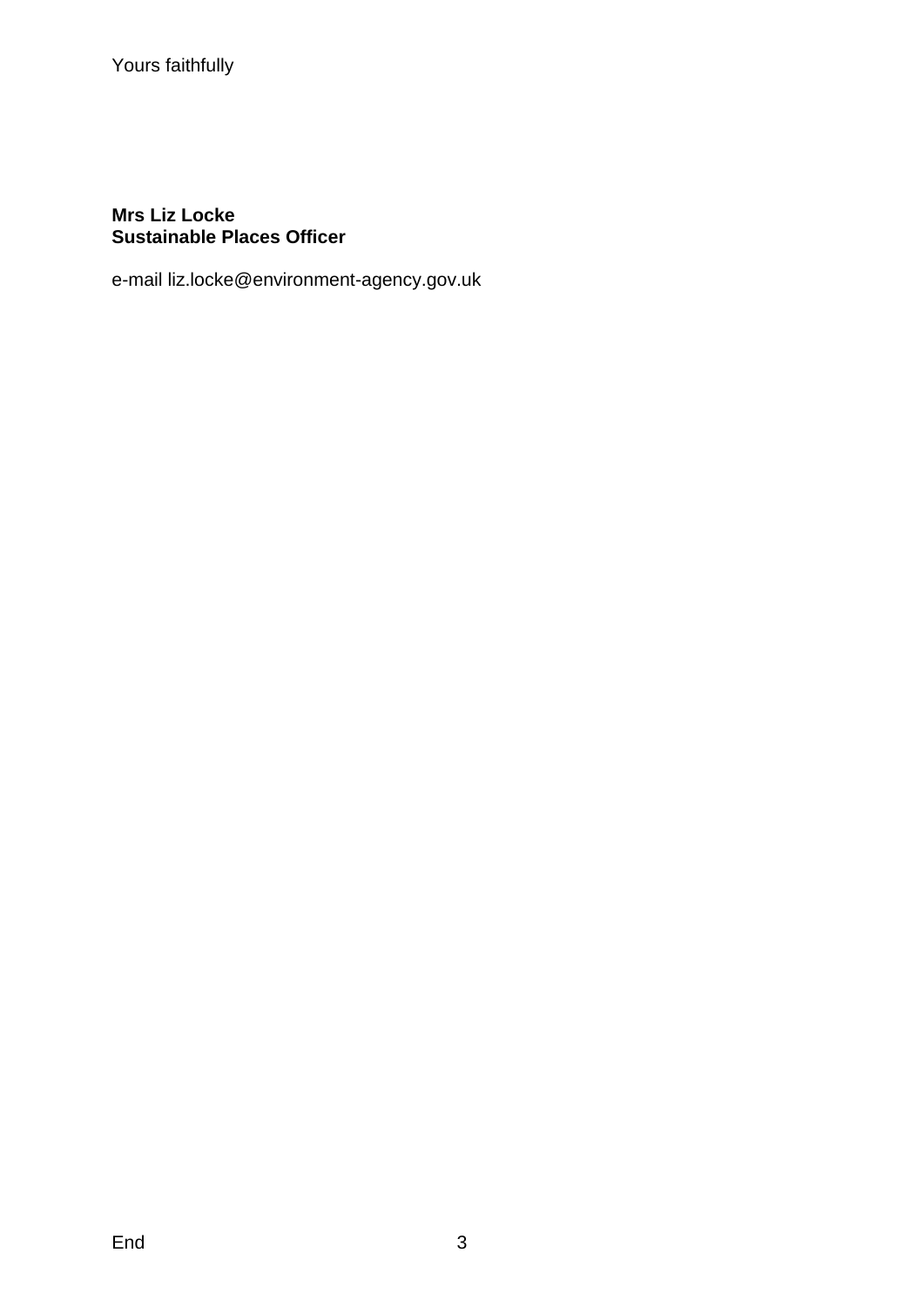Yours faithfully

**Mrs Liz Locke**
**Sustainable Places Officer**

e-mail liz.locke@environment-agency.gov.uk

End